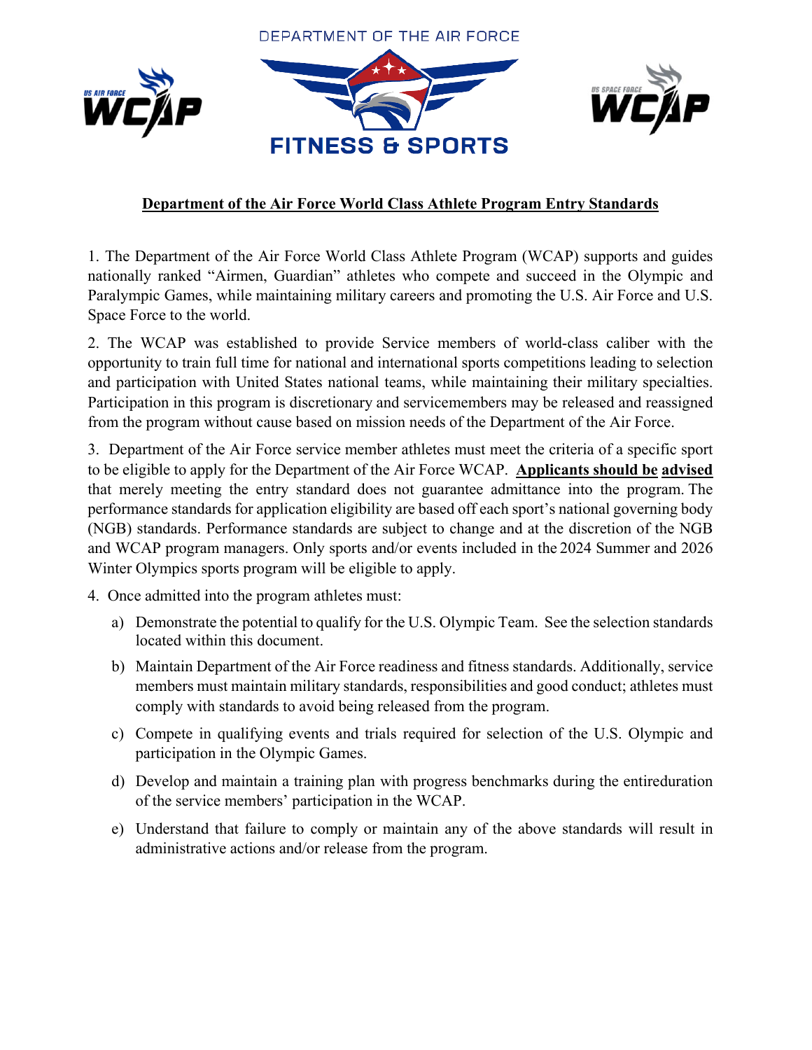DEPARTMENT OF THE AIR FORCE

US AIR FORCE WCAP

FITNESS & SPORTS

US SPACE FORCE WCAP

**Department of the Air Force World Class Athlete Program Entry Standards**

1. The Department of the Air Force World Class Athlete Program (WCAP) supports and guides nationally ranked "Airmen, Guardian" athletes who compete and succeed in the Olympic and Paralympic Games, while maintaining military careers and promoting the U.S. Air Force and U.S. Space Force to the world.

2. The WCAP was established to provide Service members of world-class caliber with the opportunity to train full time for national and international sports competitions leading to selection and participation with United States national teams, while maintaining their military specialties. Participation in this program is discretionary and servicemembers may be released and reassigned from the program without cause based on mission needs of the Department of the Air Force.

3. Department of the Air Force service member athletes must meet the criteria of a specific sport to be eligible to apply for the Department of the Air Force WCAP. **Applicants should be advised** that merely meeting the entry standard does not guarantee admittance into the program. The performance standards for application eligibility are based off each sport's national governing body (NGB) standards. Performance standards are subject to change and at the discretion of the NGB and WCAP program managers. Only sports and/or events included in the 2024 Summer and 2026 Winter Olympics sports program will be eligible to apply.

4. Once admitted into the program athletes must:

   a) Demonstrate the potential to qualify for the U.S. Olympic Team. See the selection standards located within this document.

   b) Maintain Department of the Air Force readiness and fitness standards. Additionally, service members must maintain military standards, responsibilities and good conduct; athletes must comply with standards to avoid being released from the program.

   c) Compete in qualifying events and trials required for selection of the U.S. Olympic and participation in the Olympic Games.

   d) Develop and maintain a training plan with progress benchmarks during the entireduration of the service members' participation in the WCAP.

   e) Understand that failure to comply or maintain any of the above standards will result in administrative actions and/or release from the program.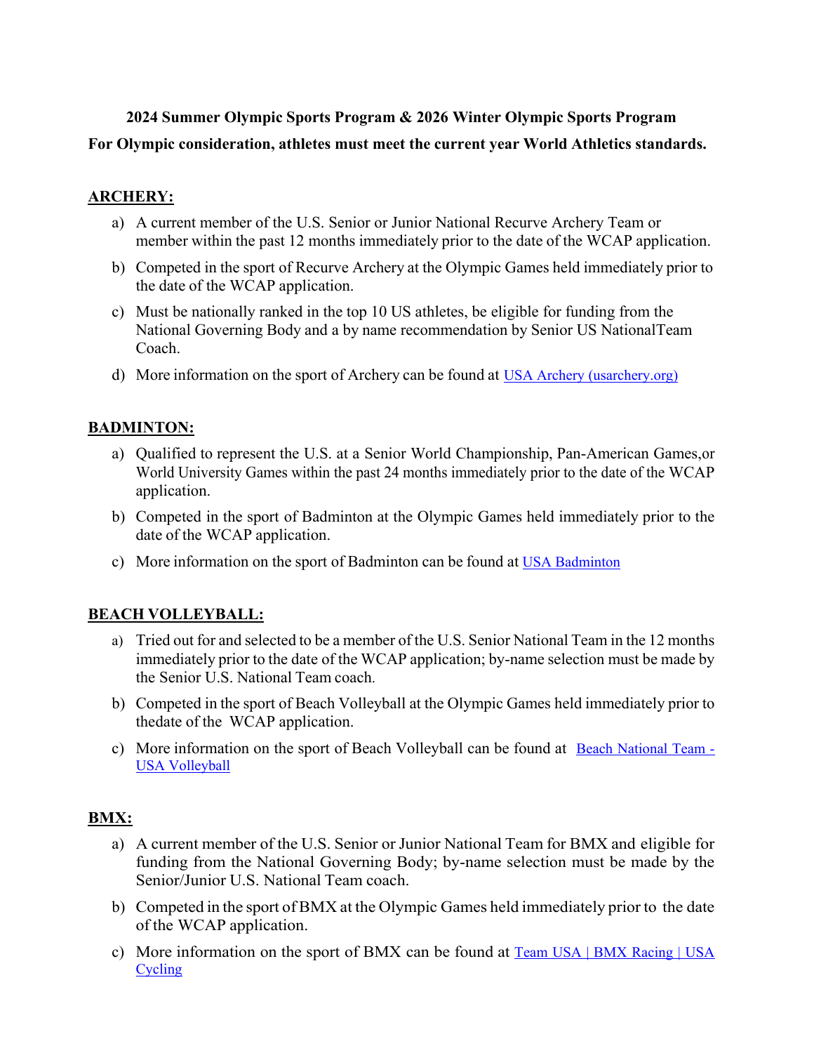**2024 Summer Olympic Sports Program & 2026 Winter Olympic Sports Program**

**For Olympic consideration, athletes must meet the current year World Athletics standards.**

## ARCHERY:

a) A current member of the U.S. Senior or Junior National Recurve Archery Team or member within the past 12 months immediately prior to the date of the WCAP application.

b) Competed in the sport of Recurve Archery at the Olympic Games held immediately prior to the date of the WCAP application.

c) Must be nationally ranked in the top 10 US athletes, be eligible for funding from the National Governing Body and a by name recommendation by Senior US NationalTeam Coach.

d) More information on the sport of Archery can be found at USA Archery (usarchery.org)

## BADMINTON:

a) Qualified to represent the U.S. at a Senior World Championship, Pan-American Games,or World University Games within the past 24 months immediately prior to the date of the WCAP application.

b) Competed in the sport of Badminton at the Olympic Games held immediately prior to the date of the WCAP application.

c) More information on the sport of Badminton can be found at USA Badminton

## BEACH VOLLEYBALL:

a) Tried out for and selected to be a member of the U.S. Senior National Team in the 12 months immediately prior to the date of the WCAP application; by-name selection must be made by the Senior U.S. National Team coach.

b) Competed in the sport of Beach Volleyball at the Olympic Games held immediately prior to thedate of the WCAP application.

c) More information on the sport of Beach Volleyball can be found at Beach National Team - USA Volleyball

## BMX:

a) A current member of the U.S. Senior or Junior National Team for BMX and eligible for funding from the National Governing Body; by-name selection must be made by the Senior/Junior U.S. National Team coach.

b) Competed in the sport of BMX at the Olympic Games held immediately prior to the date of the WCAP application.

c) More information on the sport of BMX can be found at Team USA | BMX Racing | USA Cycling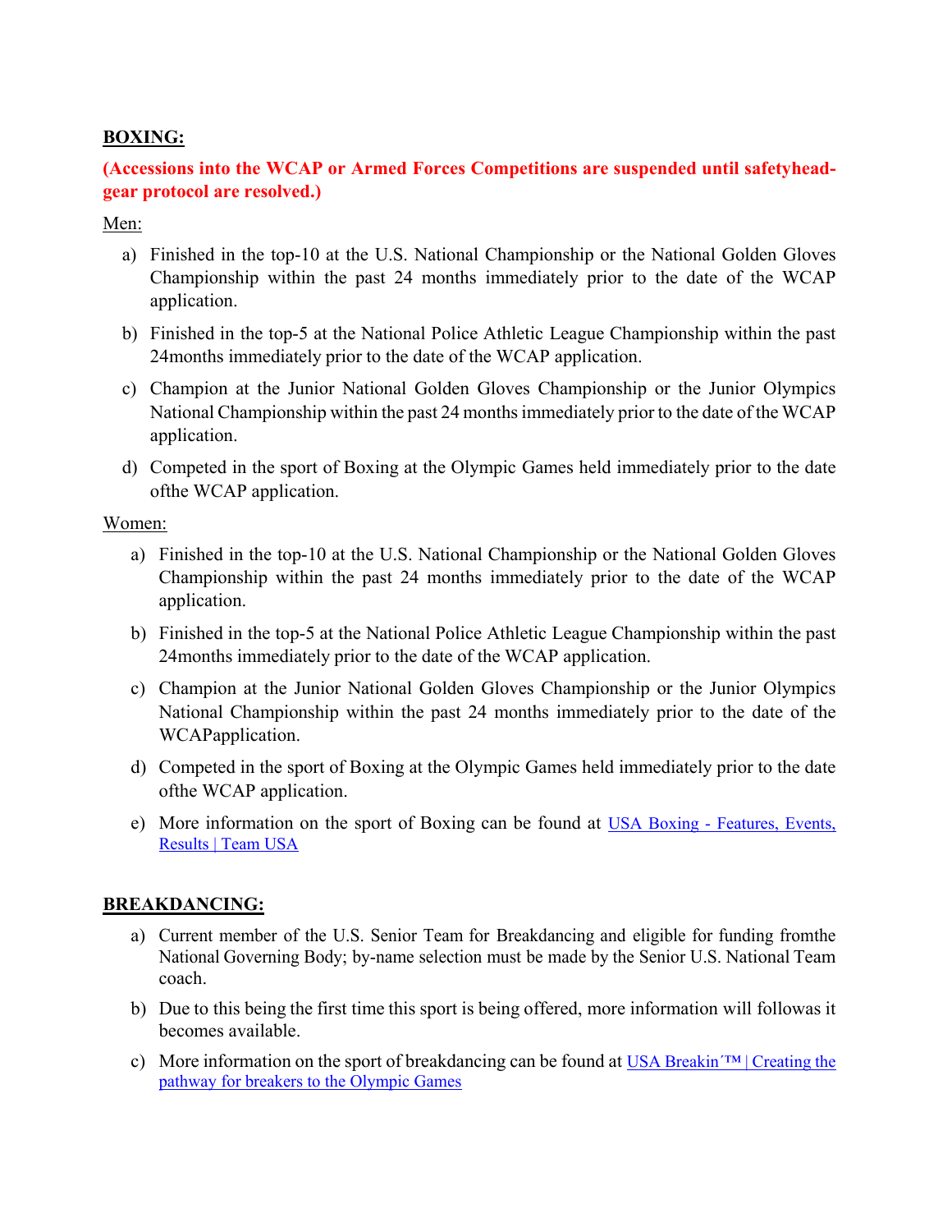**BOXING:**

**(Accessions into the WCAP or Armed Forces Competitions are suspended until safetyhead-gear protocol are resolved.)**

Men:

a) Finished in the top-10 at the U.S. National Championship or the National Golden Gloves Championship within the past 24 months immediately prior to the date of the WCAP application.

b) Finished in the top-5 at the National Police Athletic League Championship within the past 24months immediately prior to the date of the WCAP application.

c) Champion at the Junior National Golden Gloves Championship or the Junior Olympics National Championship within the past 24 months immediately prior to the date of the WCAP application.

d) Competed in the sport of Boxing at the Olympic Games held immediately prior to the date ofthe WCAP application.

Women:

a) Finished in the top-10 at the U.S. National Championship or the National Golden Gloves Championship within the past 24 months immediately prior to the date of the WCAP application.

b) Finished in the top-5 at the National Police Athletic League Championship within the past 24months immediately prior to the date of the WCAP application.

c) Champion at the Junior National Golden Gloves Championship or the Junior Olympics National Championship within the past 24 months immediately prior to the date of the WCAPapplication.

d) Competed in the sport of Boxing at the Olympic Games held immediately prior to the date ofthe WCAP application.

e) More information on the sport of Boxing can be found at USA Boxing - Features, Events, Results | Team USA

**BREAKDANCING:**

a) Current member of the U.S. Senior Team for Breakdancing and eligible for funding fromthe National Governing Body; by-name selection must be made by the Senior U.S. National Team coach.

b) Due to this being the first time this sport is being offered, more information will followas it becomes available.

c) More information on the sport of breakdancing can be found at USA Breakin´™ | Creating the pathway for breakers to the Olympic Games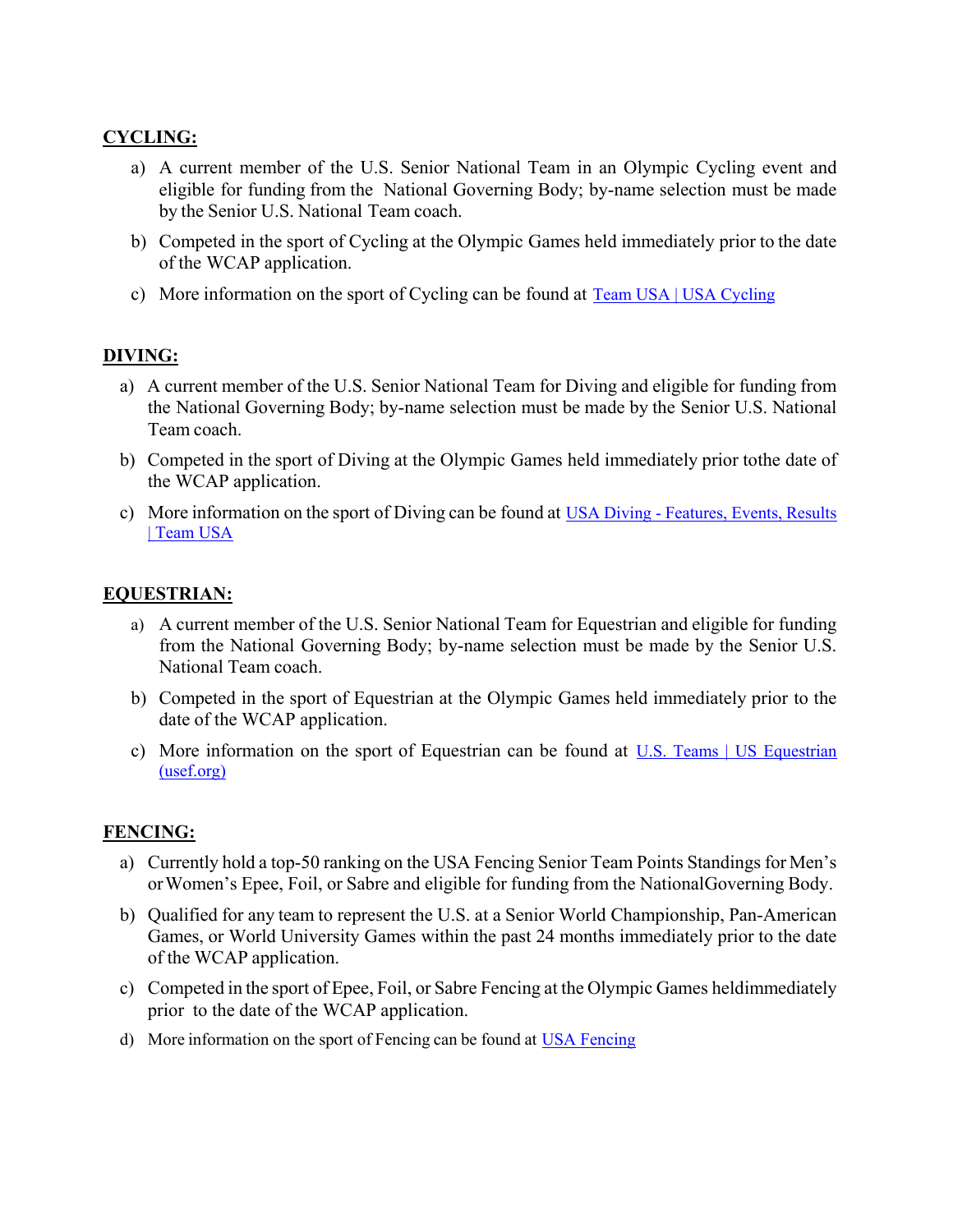**CYCLING:**

a) A current member of the U.S. Senior National Team in an Olympic Cycling event and eligible for funding from the National Governing Body; by-name selection must be made by the Senior U.S. National Team coach.

b) Competed in the sport of Cycling at the Olympic Games held immediately prior to the date of the WCAP application.

c) More information on the sport of Cycling can be found at [Team USA | USA Cycling]()

**DIVING:**

a) A current member of the U.S. Senior National Team for Diving and eligible for funding from the National Governing Body; by-name selection must be made by the Senior U.S. National Team coach.

b) Competed in the sport of Diving at the Olympic Games held immediately prior tothe date of the WCAP application.

c) More information on the sport of Diving can be found at [USA Diving - Features, Events, Results | Team USA]()

**EQUESTRIAN:**

a) A current member of the U.S. Senior National Team for Equestrian and eligible for funding from the National Governing Body; by-name selection must be made by the Senior U.S. National Team coach.

b) Competed in the sport of Equestrian at the Olympic Games held immediately prior to the date of the WCAP application.

c) More information on the sport of Equestrian can be found at [U.S. Teams | US Equestrian (usef.org)]()

**FENCING:**

a) Currently hold a top-50 ranking on the USA Fencing Senior Team Points Standings for Men's or Women's Epee, Foil, or Sabre and eligible for funding from the NationalGoverning Body.

b) Qualified for any team to represent the U.S. at a Senior World Championship, Pan-American Games, or World University Games within the past 24 months immediately prior to the date of the WCAP application.

c) Competed in the sport of Epee, Foil, or Sabre Fencing at the Olympic Games heldimmediately prior to the date of the WCAP application.

d) More information on the sport of Fencing can be found at [USA Fencing]()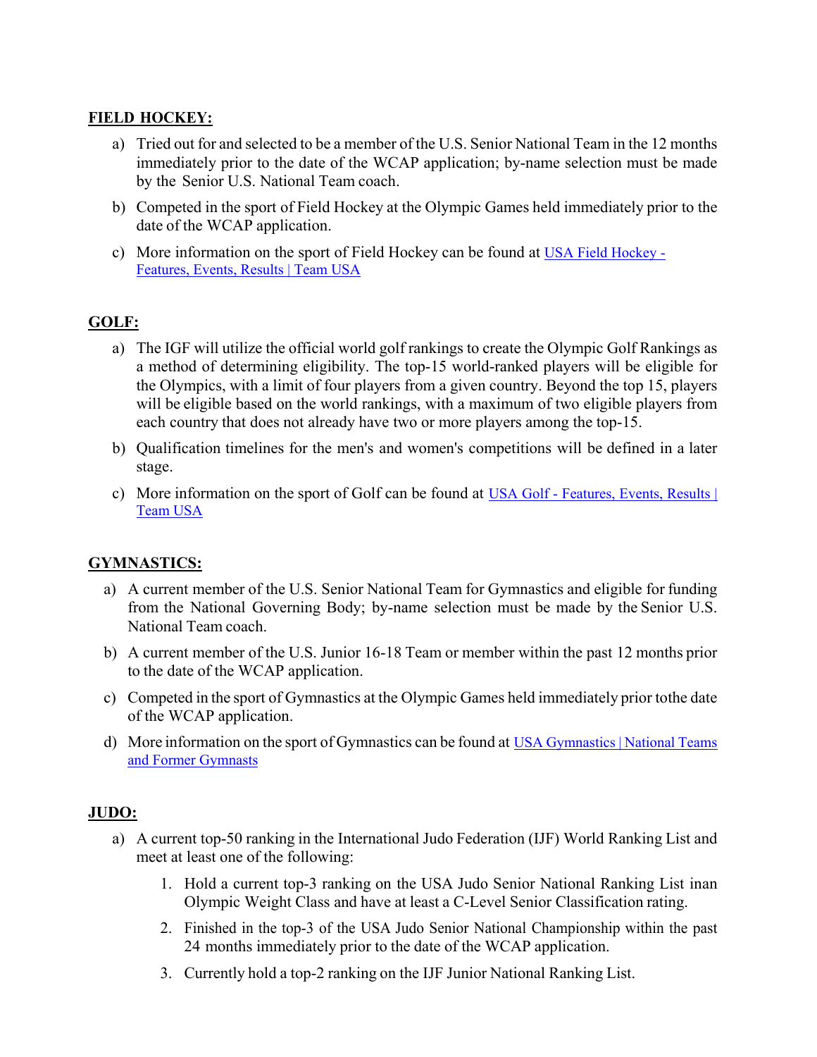**FIELD HOCKEY:**

a) Tried out for and selected to be a member of the U.S. Senior National Team in the 12 months immediately prior to the date of the WCAP application; by-name selection must be made by the Senior U.S. National Team coach.

b) Competed in the sport of Field Hockey at the Olympic Games held immediately prior to the date of the WCAP application.

c) More information on the sport of Field Hockey can be found at [USA Field Hockey - Features, Events, Results | Team USA]

**GOLF:**

a) The IGF will utilize the official world golf rankings to create the Olympic Golf Rankings as a method of determining eligibility. The top-15 world-ranked players will be eligible for the Olympics, with a limit of four players from a given country. Beyond the top 15, players will be eligible based on the world rankings, with a maximum of two eligible players from each country that does not already have two or more players among the top-15.

b) Qualification timelines for the men's and women's competitions will be defined in a later stage.

c) More information on the sport of Golf can be found at [USA Golf - Features, Events, Results | Team USA]

**GYMNASTICS:**

a) A current member of the U.S. Senior National Team for Gymnastics and eligible for funding from the National Governing Body; by-name selection must be made by the Senior U.S. National Team coach.

b) A current member of the U.S. Junior 16-18 Team or member within the past 12 months prior to the date of the WCAP application.

c) Competed in the sport of Gymnastics at the Olympic Games held immediately prior tothe date of the WCAP application.

d) More information on the sport of Gymnastics can be found at [USA Gymnastics | National Teams and Former Gymnasts]

**JUDO:**

a) A current top-50 ranking in the International Judo Federation (IJF) World Ranking List and meet at least one of the following:

   1. Hold a current top-3 ranking on the USA Judo Senior National Ranking List inan Olympic Weight Class and have at least a C-Level Senior Classification rating.

   2. Finished in the top-3 of the USA Judo Senior National Championship within the past 24 months immediately prior to the date of the WCAP application.

   3. Currently hold a top-2 ranking on the IJF Junior National Ranking List.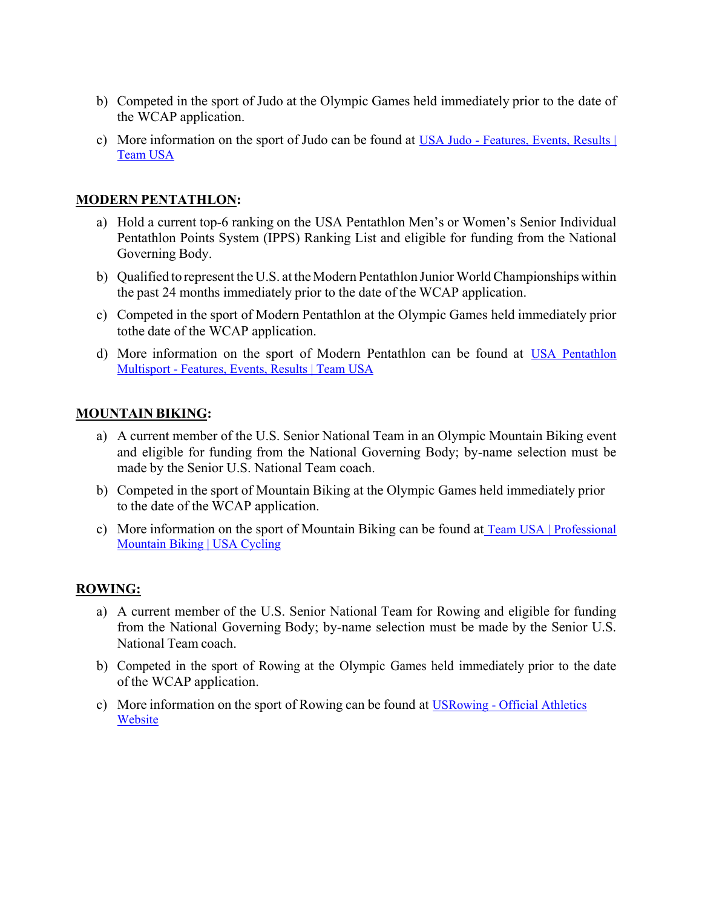b) Competed in the sport of Judo at the Olympic Games held immediately prior to the date of the WCAP application.

c) More information on the sport of Judo can be found at [USA Judo - Features, Events, Results | Team USA]()

**MODERN PENTATHLON:**

a) Hold a current top-6 ranking on the USA Pentathlon Men's or Women's Senior Individual Pentathlon Points System (IPPS) Ranking List and eligible for funding from the National Governing Body.

b) Qualified to represent the U.S. at the Modern Pentathlon Junior World Championships within the past 24 months immediately prior to the date of the WCAP application.

c) Competed in the sport of Modern Pentathlon at the Olympic Games held immediately prior tothe date of the WCAP application.

d) More information on the sport of Modern Pentathlon can be found at [USA Pentathlon Multisport - Features, Events, Results | Team USA]()

**MOUNTAIN BIKING:**

a) A current member of the U.S. Senior National Team in an Olympic Mountain Biking event and eligible for funding from the National Governing Body; by-name selection must be made by the Senior U.S. National Team coach.

b) Competed in the sport of Mountain Biking at the Olympic Games held immediately prior to the date of the WCAP application.

c) More information on the sport of Mountain Biking can be found at [Team USA | Professional Mountain Biking | USA Cycling]()

**ROWING:**

a) A current member of the U.S. Senior National Team for Rowing and eligible for funding from the National Governing Body; by-name selection must be made by the Senior U.S. National Team coach.

b) Competed in the sport of Rowing at the Olympic Games held immediately prior to the date of the WCAP application.

c) More information on the sport of Rowing can be found at [USRowing - Official Athletics Website]()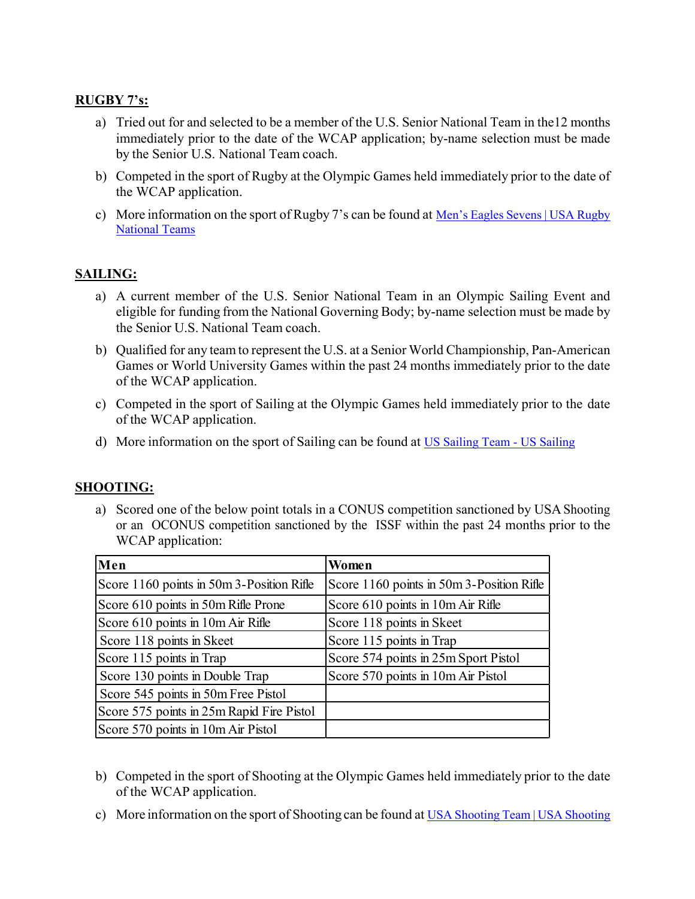**RUGBY 7's:**

a) Tried out for and selected to be a member of the U.S. Senior National Team in the12 months immediately prior to the date of the WCAP application; by-name selection must be made by the Senior U.S. National Team coach.

b) Competed in the sport of Rugby at the Olympic Games held immediately prior to the date of the WCAP application.

c) More information on the sport of Rugby 7's can be found at [Men's Eagles Sevens | USA Rugby National Teams]

**SAILING:**

a) A current member of the U.S. Senior National Team in an Olympic Sailing Event and eligible for funding from the National Governing Body; by-name selection must be made by the Senior U.S. National Team coach.

b) Qualified for any team to represent the U.S. at a Senior World Championship, Pan-American Games or World University Games within the past 24 months immediately prior to the date of the WCAP application.

c) Competed in the sport of Sailing at the Olympic Games held immediately prior to the date of the WCAP application.

d) More information on the sport of Sailing can be found at [US Sailing Team - US Sailing]

**SHOOTING:**

a) Scored one of the below point totals in a CONUS competition sanctioned by USA Shooting or an OCONUS competition sanctioned by the ISSF within the past 24 months prior to the WCAP application:

| Men | Women |
|---|---|
| Score 1160 points in 50m 3-Position Rifle | Score 1160 points in 50m 3-Position Rifle |
| Score 610 points in 50m Rifle Prone | Score 610 points in 10m Air Rifle |
| Score 610 points in 10m Air Rifle | Score 118 points in Skeet |
| Score 118 points in Skeet | Score 115 points in Trap |
| Score 115 points in Trap | Score 574 points in 25m Sport Pistol |
| Score 130 points in Double Trap | Score 570 points in 10m Air Pistol |
| Score 545 points in 50m Free Pistol | |
| Score 575 points in 25m Rapid Fire Pistol | |
| Score 570 points in 10m Air Pistol | |

b) Competed in the sport of Shooting at the Olympic Games held immediately prior to the date of the WCAP application.

c) More information on the sport of Shooting can be found at [USA Shooting Team | USA Shooting]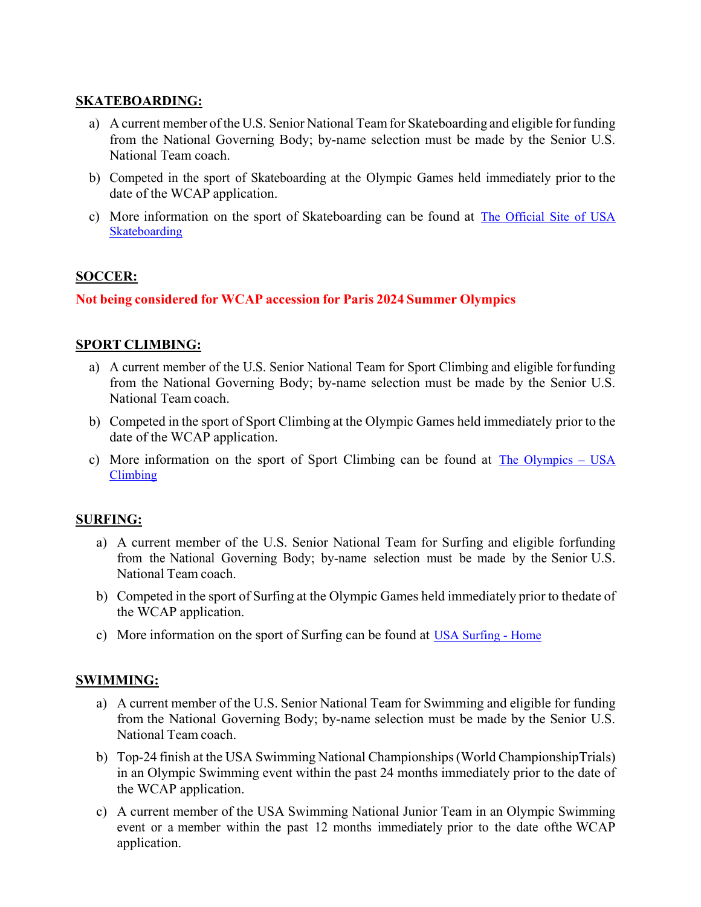**SKATEBOARDING:**

a) A current member of the U.S. Senior National Team for Skateboarding and eligible for funding from the National Governing Body; by-name selection must be made by the Senior U.S. National Team coach.

b) Competed in the sport of Skateboarding at the Olympic Games held immediately prior to the date of the WCAP application.

c) More information on the sport of Skateboarding can be found at [The Official Site of USA Skateboarding]()

**SOCCER:**

**Not being considered for WCAP accession for Paris 2024 Summer Olympics**

**SPORT CLIMBING:**

a) A current member of the U.S. Senior National Team for Sport Climbing and eligible for funding from the National Governing Body; by-name selection must be made by the Senior U.S. National Team coach.

b) Competed in the sport of Sport Climbing at the Olympic Games held immediately prior to the date of the WCAP application.

c) More information on the sport of Sport Climbing can be found at [The Olympics – USA Climbing]()

**SURFING:**

a) A current member of the U.S. Senior National Team for Surfing and eligible forfunding from the National Governing Body; by-name selection must be made by the Senior U.S. National Team coach.

b) Competed in the sport of Surfing at the Olympic Games held immediately prior to thedate of the WCAP application.

c) More information on the sport of Surfing can be found at [USA Surfing - Home]()

**SWIMMING:**

a) A current member of the U.S. Senior National Team for Swimming and eligible for funding from the National Governing Body; by-name selection must be made by the Senior U.S. National Team coach.

b) Top-24 finish at the USA Swimming National Championships (World ChampionshipTrials) in an Olympic Swimming event within the past 24 months immediately prior to the date of the WCAP application.

c) A current member of the USA Swimming National Junior Team in an Olympic Swimming event or a member within the past 12 months immediately prior to the date ofthe WCAP application.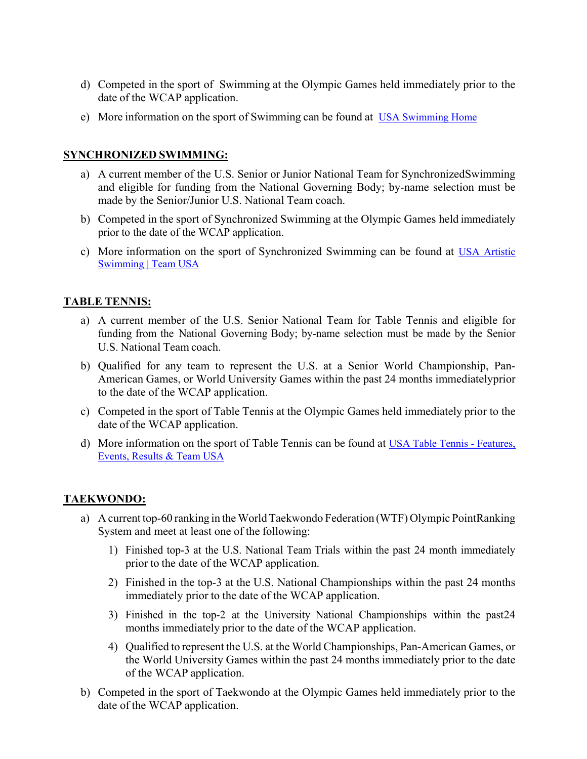d) Competed in the sport of Swimming at the Olympic Games held immediately prior to the date of the WCAP application.

e) More information on the sport of Swimming can be found at USA Swimming Home

**SYNCHRONIZED SWIMMING:**

a) A current member of the U.S. Senior or Junior National Team for SynchronizedSwimming and eligible for funding from the National Governing Body; by-name selection must be made by the Senior/Junior U.S. National Team coach.

b) Competed in the sport of Synchronized Swimming at the Olympic Games held immediately prior to the date of the WCAP application.

c) More information on the sport of Synchronized Swimming can be found at USA Artistic Swimming | Team USA

**TABLE TENNIS:**

a) A current member of the U.S. Senior National Team for Table Tennis and eligible for funding from the National Governing Body; by-name selection must be made by the Senior U.S. National Team coach.

b) Qualified for any team to represent the U.S. at a Senior World Championship, Pan-American Games, or World University Games within the past 24 months immediatelyprior to the date of the WCAP application.

c) Competed in the sport of Table Tennis at the Olympic Games held immediately prior to the date of the WCAP application.

d) More information on the sport of Table Tennis can be found at USA Table Tennis - Features, Events, Results & Team USA

**TAEKWONDO:**

a) A current top-60 ranking in the World Taekwondo Federation (WTF) Olympic PointRanking System and meet at least one of the following:

   1) Finished top-3 at the U.S. National Team Trials within the past 24 month immediately prior to the date of the WCAP application.

   2) Finished in the top-3 at the U.S. National Championships within the past 24 months immediately prior to the date of the WCAP application.

   3) Finished in the top-2 at the University National Championships within the past24 months immediately prior to the date of the WCAP application.

   4) Qualified to represent the U.S. at the World Championships, Pan-American Games, or the World University Games within the past 24 months immediately prior to the date of the WCAP application.

b) Competed in the sport of Taekwondo at the Olympic Games held immediately prior to the date of the WCAP application.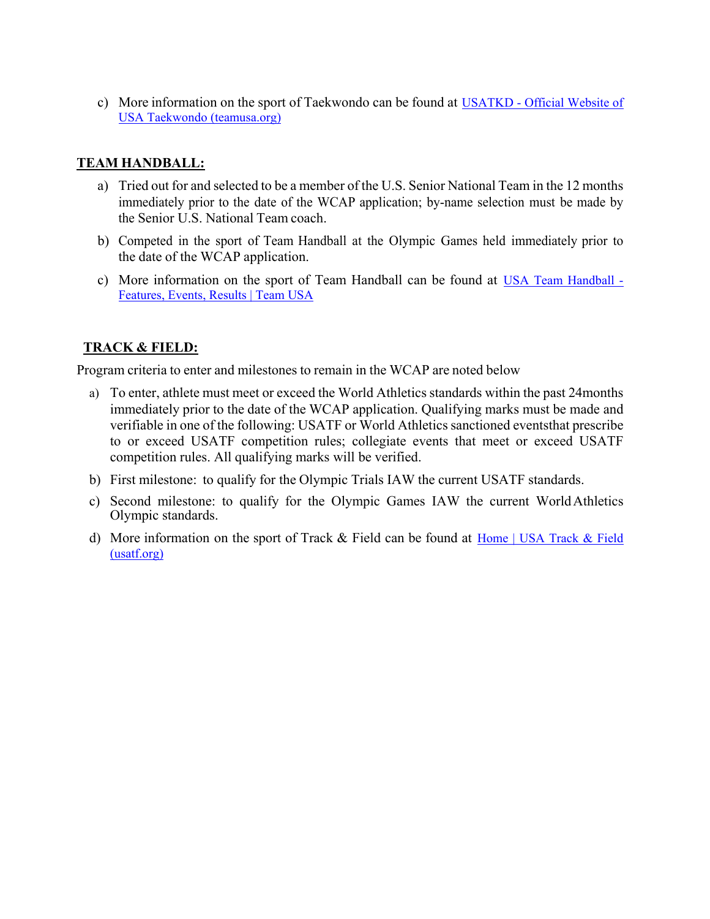c) More information on the sport of Taekwondo can be found at [USATKD - Official Website of USA Taekwondo (teamusa.org)]()

**TEAM HANDBALL:**

a) Tried out for and selected to be a member of the U.S. Senior National Team in the 12 months immediately prior to the date of the WCAP application; by-name selection must be made by the Senior U.S. National Team coach.

b) Competed in the sport of Team Handball at the Olympic Games held immediately prior to the date of the WCAP application.

c) More information on the sport of Team Handball can be found at [USA Team Handball - Features, Events, Results | Team USA]()

**TRACK & FIELD:**

Program criteria to enter and milestones to remain in the WCAP are noted below

a) To enter, athlete must meet or exceed the World Athletics standards within the past 24months immediately prior to the date of the WCAP application. Qualifying marks must be made and verifiable in one of the following: USATF or World Athletics sanctioned eventsthat prescribe to or exceed USATF competition rules; collegiate events that meet or exceed USATF competition rules. All qualifying marks will be verified.

b) First milestone: to qualify for the Olympic Trials IAW the current USATF standards.

c) Second milestone: to qualify for the Olympic Games IAW the current World Athletics Olympic standards.

d) More information on the sport of Track & Field can be found at [Home | USA Track & Field (usatf.org)]()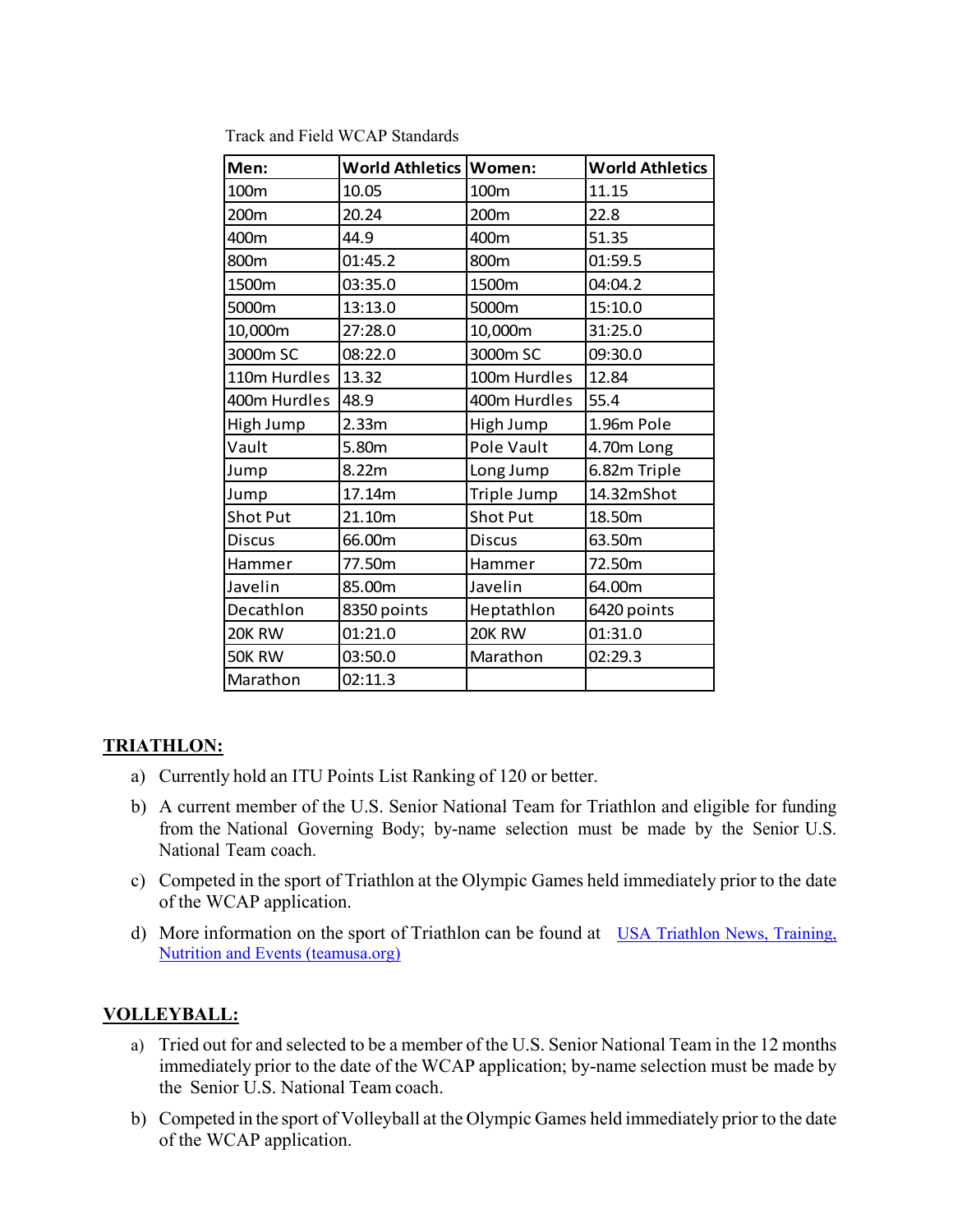Track and Field WCAP Standards

| Men: | World Athletics | Women: | World Athletics |
|---|---|---|---|
| 100m | 10.05 | 100m | 11.15 |
| 200m | 20.24 | 200m | 22.8 |
| 400m | 44.9 | 400m | 51.35 |
| 800m | 01:45.2 | 800m | 01:59.5 |
| 1500m | 03:35.0 | 1500m | 04:04.2 |
| 5000m | 13:13.0 | 5000m | 15:10.0 |
| 10,000m | 27:28.0 | 10,000m | 31:25.0 |
| 3000m SC | 08:22.0 | 3000m SC | 09:30.0 |
| 110m Hurdles | 13.32 | 100m Hurdles | 12.84 |
| 400m Hurdles | 48.9 | 400m Hurdles | 55.4 |
| High Jump | 2.33m | High Jump | 1.96m Pole |
| Vault | 5.80m | Pole Vault | 4.70m Long |
| Jump | 8.22m | Long Jump | 6.82m Triple |
| Jump | 17.14m | Triple Jump | 14.32mShot |
| Shot Put | 21.10m | Shot Put | 18.50m |
| Discus | 66.00m | Discus | 63.50m |
| Hammer | 77.50m | Hammer | 72.50m |
| Javelin | 85.00m | Javelin | 64.00m |
| Decathlon | 8350 points | Heptathlon | 6420 points |
| 20K RW | 01:21.0 | 20K RW | 01:31.0 |
| 50K RW | 03:50.0 | Marathon | 02:29.3 |
| Marathon | 02:11.3 | | |

**TRIATHLON:**

a) Currently hold an ITU Points List Ranking of 120 or better.

b) A current member of the U.S. Senior National Team for Triathlon and eligible for funding from the National Governing Body; by-name selection must be made by the Senior U.S. National Team coach.

c) Competed in the sport of Triathlon at the Olympic Games held immediately prior to the date of the WCAP application.

d) More information on the sport of Triathlon can be found at [USA Triathlon News, Training, Nutrition and Events (teamusa.org)](https://www.teamusa.org)

**VOLLEYBALL:**

a) Tried out for and selected to be a member of the U.S. Senior National Team in the 12 months immediately prior to the date of the WCAP application; by-name selection must be made by the Senior U.S. National Team coach.

b) Competed in the sport of Volleyball at the Olympic Games held immediately prior to the date of the WCAP application.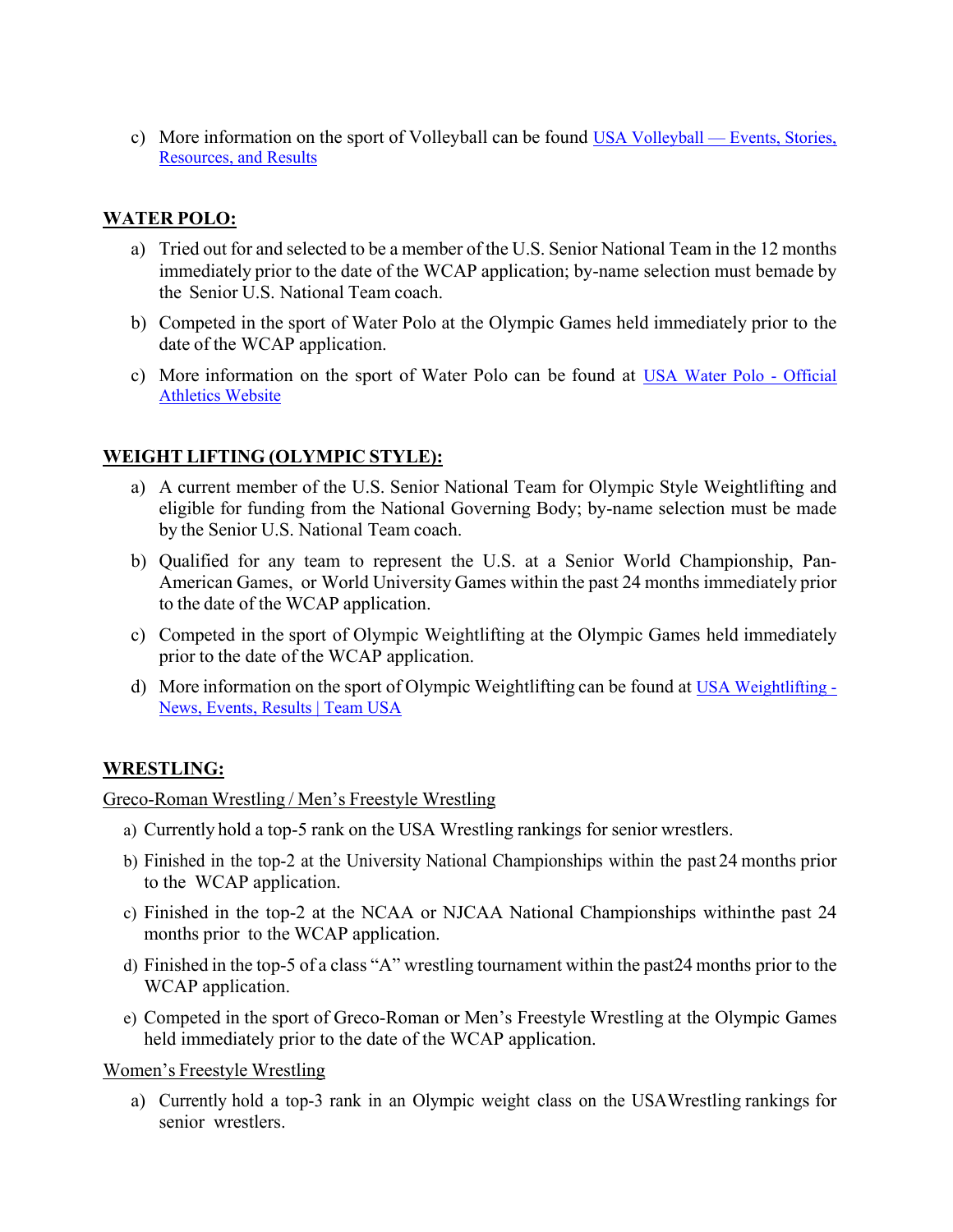c) More information on the sport of Volleyball can be found [USA Volleyball — Events, Stories, Resources, and Results]()

**WATER POLO:**

a) Tried out for and selected to be a member of the U.S. Senior National Team in the 12 months immediately prior to the date of the WCAP application; by-name selection must bemade by the Senior U.S. National Team coach.

b) Competed in the sport of Water Polo at the Olympic Games held immediately prior to the date of the WCAP application.

c) More information on the sport of Water Polo can be found at [USA Water Polo - Official Athletics Website]()

**WEIGHT LIFTING (OLYMPIC STYLE):**

a) A current member of the U.S. Senior National Team for Olympic Style Weightlifting and eligible for funding from the National Governing Body; by-name selection must be made by the Senior U.S. National Team coach.

b) Qualified for any team to represent the U.S. at a Senior World Championship, Pan-American Games, or World University Games within the past 24 months immediately prior to the date of the WCAP application.

c) Competed in the sport of Olympic Weightlifting at the Olympic Games held immediately prior to the date of the WCAP application.

d) More information on the sport of Olympic Weightlifting can be found at [USA Weightlifting - News, Events, Results | Team USA]()

**WRESTLING:**

Greco-Roman Wrestling / Men's Freestyle Wrestling

a) Currently hold a top-5 rank on the USA Wrestling rankings for senior wrestlers.

b) Finished in the top-2 at the University National Championships within the past 24 months prior to the WCAP application.

c) Finished in the top-2 at the NCAA or NJCAA National Championships withinthe past 24 months prior to the WCAP application.

d) Finished in the top-5 of a class "A" wrestling tournament within the past24 months prior to the WCAP application.

e) Competed in the sport of Greco-Roman or Men's Freestyle Wrestling at the Olympic Games held immediately prior to the date of the WCAP application.

Women's Freestyle Wrestling

a) Currently hold a top-3 rank in an Olympic weight class on the USAWrestling rankings for senior wrestlers.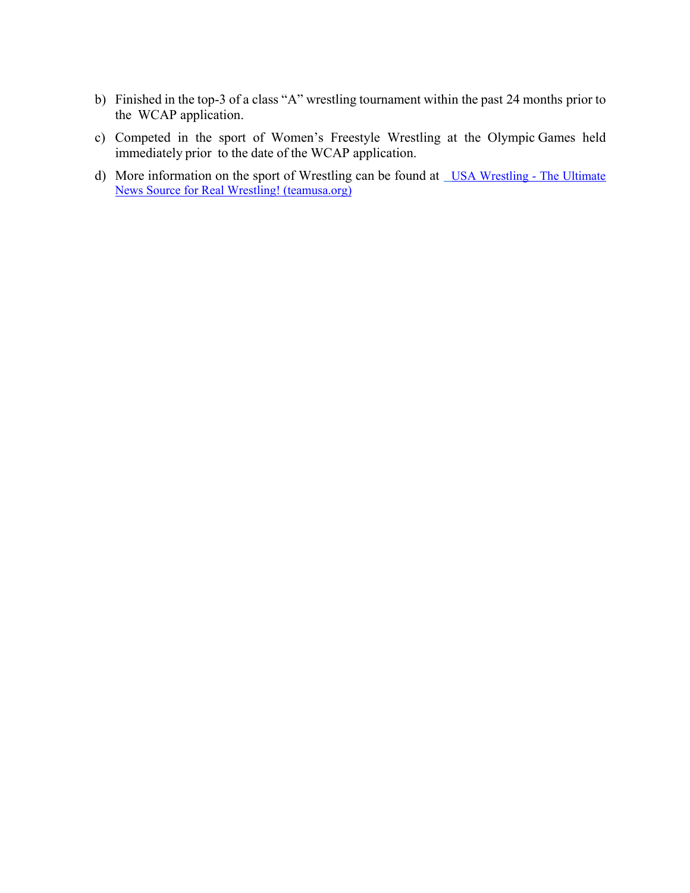b) Finished in the top-3 of a class "A" wrestling tournament within the past 24 months prior to the WCAP application.

c) Competed in the sport of Women's Freestyle Wrestling at the Olympic Games held immediately prior to the date of the WCAP application.

d) More information on the sport of Wrestling can be found at [USA Wrestling - The Ultimate News Source for Real Wrestling! (teamusa.org)]()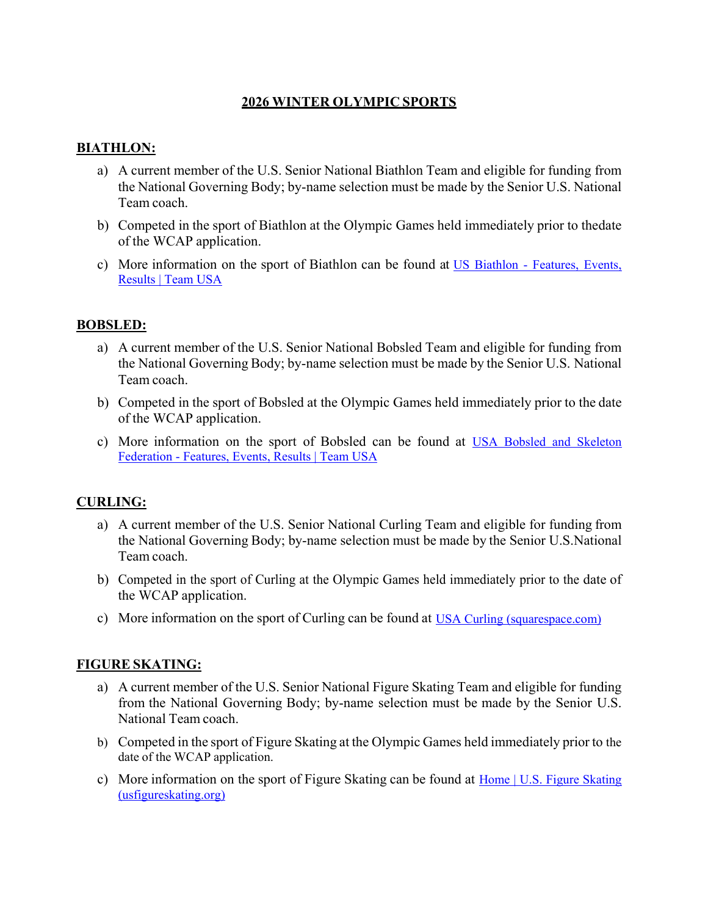## 2026 WINTER OLYMPIC SPORTS

### BIATHLON:

a) A current member of the U.S. Senior National Biathlon Team and eligible for funding from the National Governing Body; by-name selection must be made by the Senior U.S. National Team coach.

b) Competed in the sport of Biathlon at the Olympic Games held immediately prior to thedate of the WCAP application.

c) More information on the sport of Biathlon can be found at [US Biathlon - Features, Events, Results | Team USA]()

### BOBSLED:

a) A current member of the U.S. Senior National Bobsled Team and eligible for funding from the National Governing Body; by-name selection must be made by the Senior U.S. National Team coach.

b) Competed in the sport of Bobsled at the Olympic Games held immediately prior to the date of the WCAP application.

c) More information on the sport of Bobsled can be found at [USA Bobsled and Skeleton Federation - Features, Events, Results | Team USA]()

### CURLING:

a) A current member of the U.S. Senior National Curling Team and eligible for funding from the National Governing Body; by-name selection must be made by the Senior U.S.National Team coach.

b) Competed in the sport of Curling at the Olympic Games held immediately prior to the date of the WCAP application.

c) More information on the sport of Curling can be found at [USA Curling (squarespace.com)]()

### FIGURE SKATING:

a) A current member of the U.S. Senior National Figure Skating Team and eligible for funding from the National Governing Body; by-name selection must be made by the Senior U.S. National Team coach.

b) Competed in the sport of Figure Skating at the Olympic Games held immediately prior to the date of the WCAP application.

c) More information on the sport of Figure Skating can be found at [Home | U.S. Figure Skating (usfigureskating.org)]()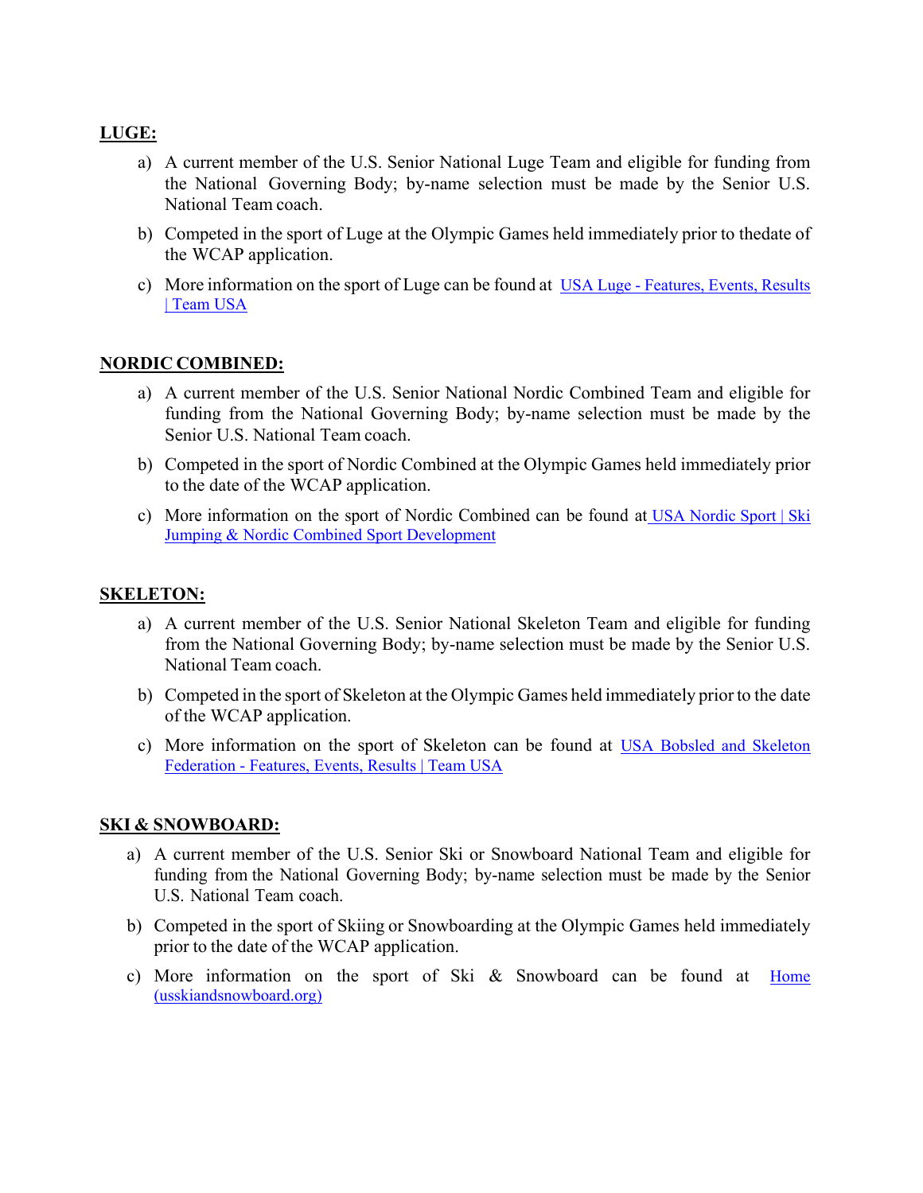**LUGE:**

a) A current member of the U.S. Senior National Luge Team and eligible for funding from the National Governing Body; by-name selection must be made by the Senior U.S. National Team coach.

b) Competed in the sport of Luge at the Olympic Games held immediately prior to thedate of the WCAP application.

c) More information on the sport of Luge can be found at [USA Luge - Features, Events, Results | Team USA]

**NORDIC COMBINED:**

a) A current member of the U.S. Senior National Nordic Combined Team and eligible for funding from the National Governing Body; by-name selection must be made by the Senior U.S. National Team coach.

b) Competed in the sport of Nordic Combined at the Olympic Games held immediately prior to the date of the WCAP application.

c) More information on the sport of Nordic Combined can be found at [USA Nordic Sport | Ski Jumping & Nordic Combined Sport Development]

**SKELETON:**

a) A current member of the U.S. Senior National Skeleton Team and eligible for funding from the National Governing Body; by-name selection must be made by the Senior U.S. National Team coach.

b) Competed in the sport of Skeleton at the Olympic Games held immediately prior to the date of the WCAP application.

c) More information on the sport of Skeleton can be found at [USA Bobsled and Skeleton Federation - Features, Events, Results | Team USA]

**SKI & SNOWBOARD:**

a) A current member of the U.S. Senior Ski or Snowboard National Team and eligible for funding from the National Governing Body; by-name selection must be made by the Senior U.S. National Team coach.

b) Competed in the sport of Skiing or Snowboarding at the Olympic Games held immediately prior to the date of the WCAP application.

c) More information on the sport of Ski & Snowboard can be found at [Home (usskiandsnowboard.org)]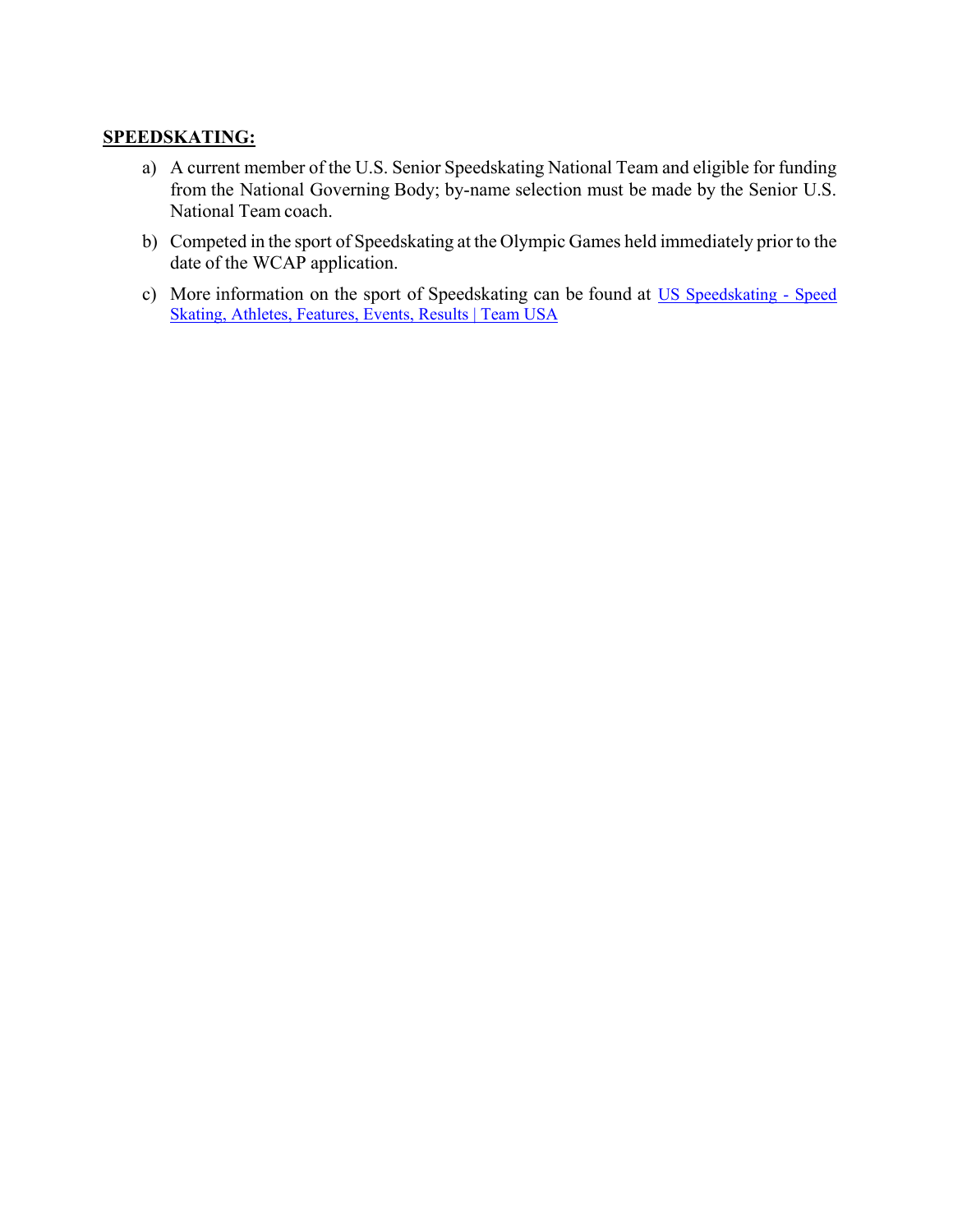**SPEEDSKATING:**

a) A current member of the U.S. Senior Speedskating National Team and eligible for funding from the National Governing Body; by-name selection must be made by the Senior U.S. National Team coach.

b) Competed in the sport of Speedskating at the Olympic Games held immediately prior to the date of the WCAP application.

c) More information on the sport of Speedskating can be found at US Speedskating - Speed Skating, Athletes, Features, Events, Results | Team USA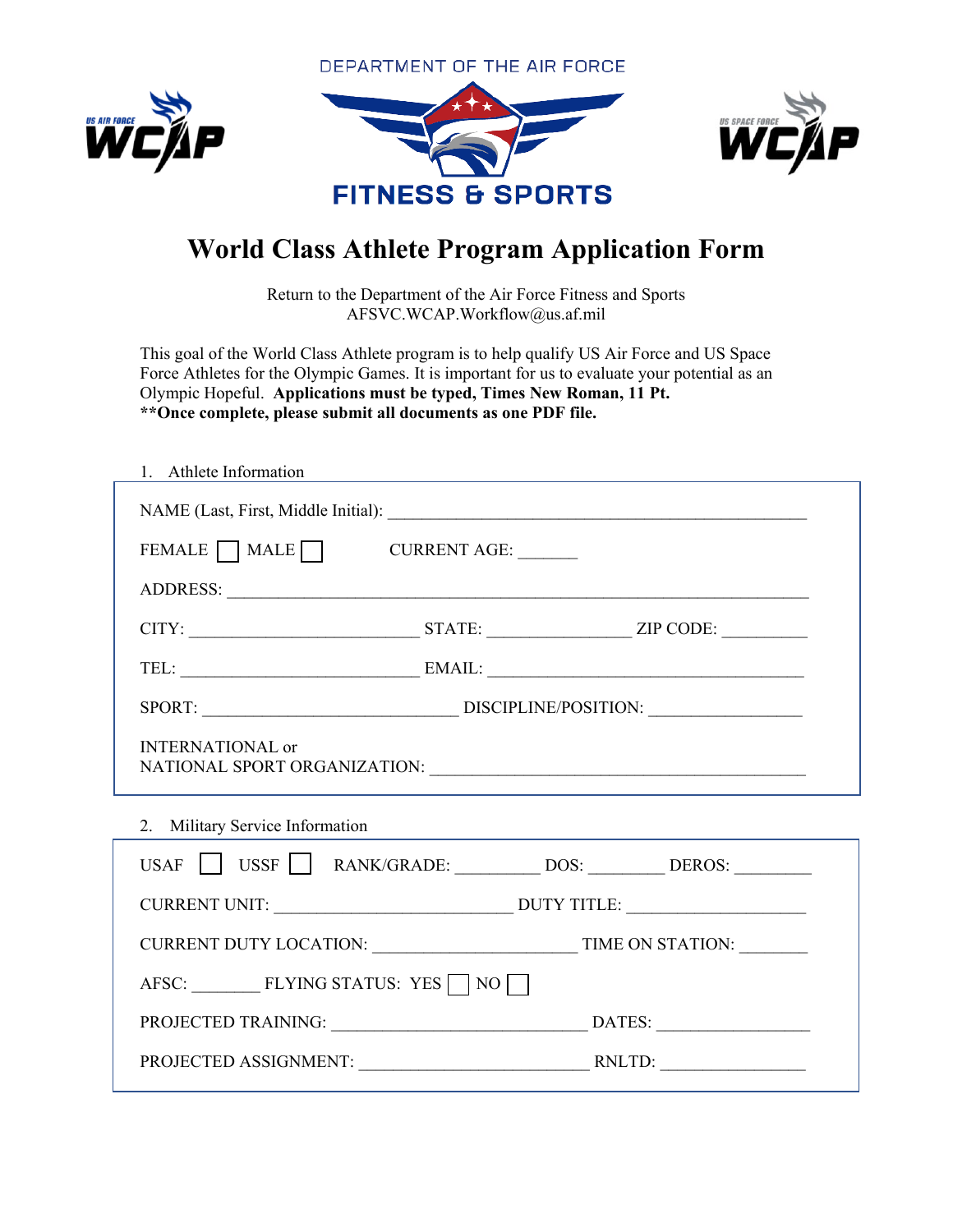DEPARTMENT OF THE AIR FORCE

FITNESS & SPORTS

# World Class Athlete Program Application Form

Return to the Department of the Air Force Fitness and Sports
AFSVC.WCAP.Workflow@us.af.mil

This goal of the World Class Athlete program is to help qualify US Air Force and US Space Force Athletes for the Olympic Games. It is important for us to evaluate your potential as an Olympic Hopeful. **Applications must be typed, Times New Roman, 11 Pt.**
****Once complete, please submit all documents as one PDF file.**

1. Athlete Information

NAME (Last, First, Middle Initial): ______________________________________________

FEMALE ☐ MALE ☐ CURRENT AGE: _______

ADDRESS: ______________________________________________________________

CITY: __________________________ STATE: ________________ ZIP CODE: __________

TEL: ___________________________ EMAIL: ____________________________________

SPORT: _____________________________ DISCIPLINE/POSITION: _________________

INTERNATIONAL or
NATIONAL SPORT ORGANIZATION: ___________________________________________

2. Military Service Information

USAF ☐ USSF ☐ RANK/GRADE: _________ DOS: ________ DEROS: ________

CURRENT UNIT: ___________________________ DUTY TITLE: ____________________

CURRENT DUTY LOCATION: _______________________ TIME ON STATION: _______

AFSC: _______ FLYING STATUS: YES ☐ NO ☐

PROJECTED TRAINING: _____________________________ DATES: _________________

PROJECTED ASSIGNMENT: __________________________ RNLTD: ________________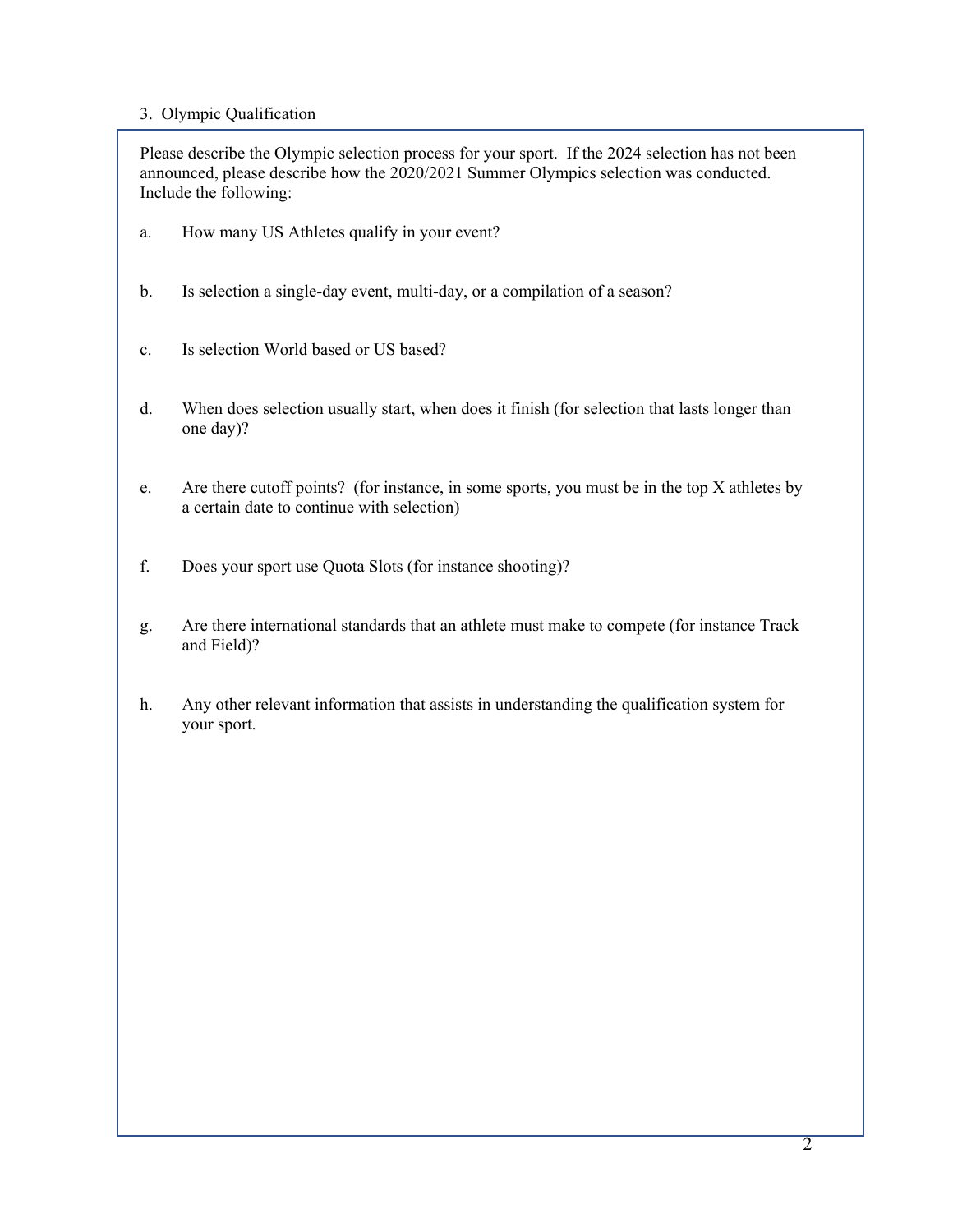## 3. Olympic Qualification

Please describe the Olympic selection process for your sport. If the 2024 selection has not been announced, please describe how the 2020/2021 Summer Olympics selection was conducted. Include the following:

a. How many US Athletes qualify in your event?

b. Is selection a single-day event, multi-day, or a compilation of a season?

c. Is selection World based or US based?

d. When does selection usually start, when does it finish (for selection that lasts longer than one day)?

e. Are there cutoff points? (for instance, in some sports, you must be in the top X athletes by a certain date to continue with selection)

f. Does your sport use Quota Slots (for instance shooting)?

g. Are there international standards that an athlete must make to compete (for instance Track and Field)?

h. Any other relevant information that assists in understanding the qualification system for your sport.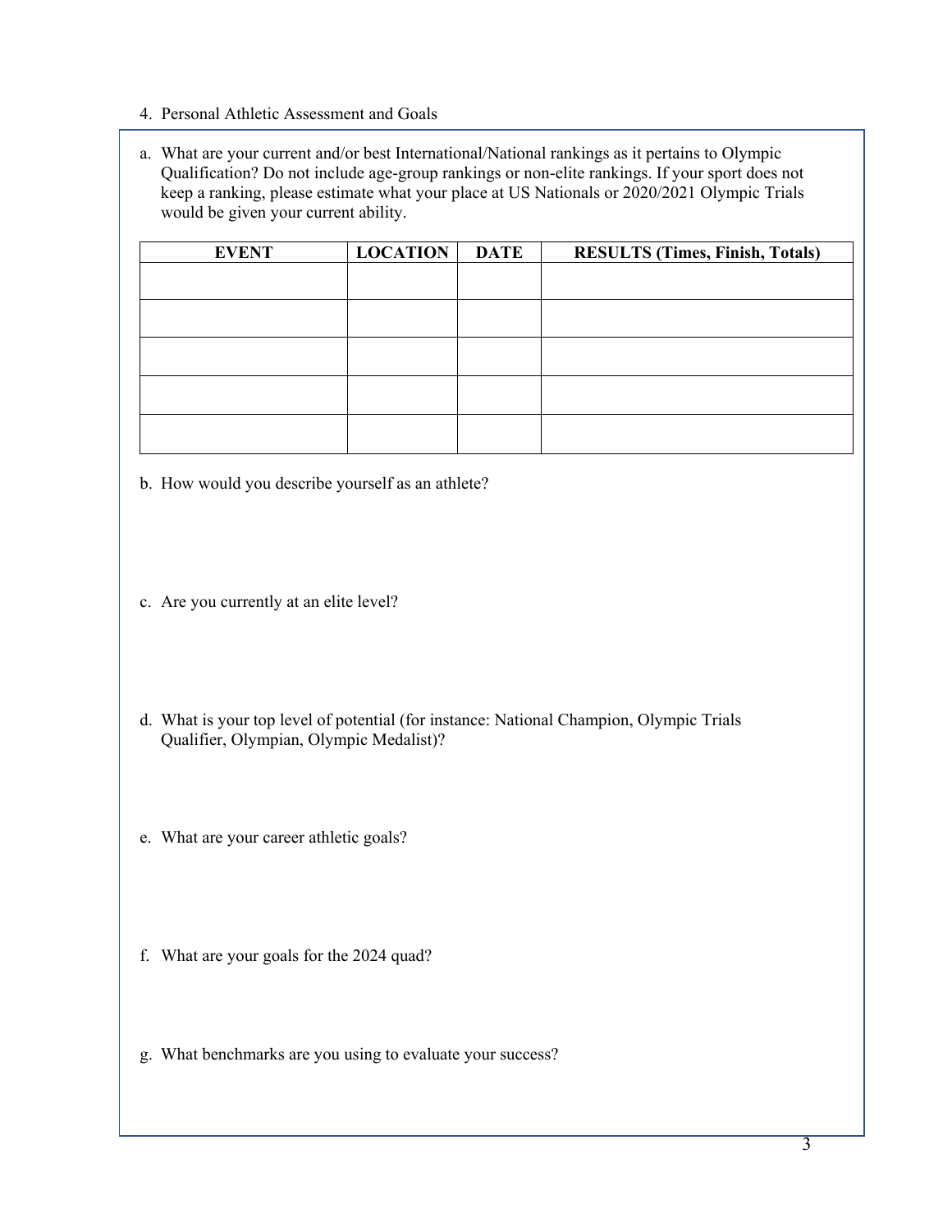4. Personal Athletic Assessment and Goals

a. What are your current and/or best International/National rankings as it pertains to Olympic Qualification? Do not include age-group rankings or non-elite rankings. If your sport does not keep a ranking, please estimate what your place at US Nationals or 2020/2021 Olympic Trials would be given your current ability.

| EVENT | LOCATION | DATE | RESULTS (Times, Finish, Totals) |
| --- | --- | --- | --- |
| | | | |
| | | | |
| | | | |
| | | | |
| | | | |

b. How would you describe yourself as an athlete?

c. Are you currently at an elite level?

d. What is your top level of potential (for instance: National Champion, Olympic Trials Qualifier, Olympian, Olympic Medalist)?

e. What are your career athletic goals?

f. What are your goals for the 2024 quad?

g. What benchmarks are you using to evaluate your success?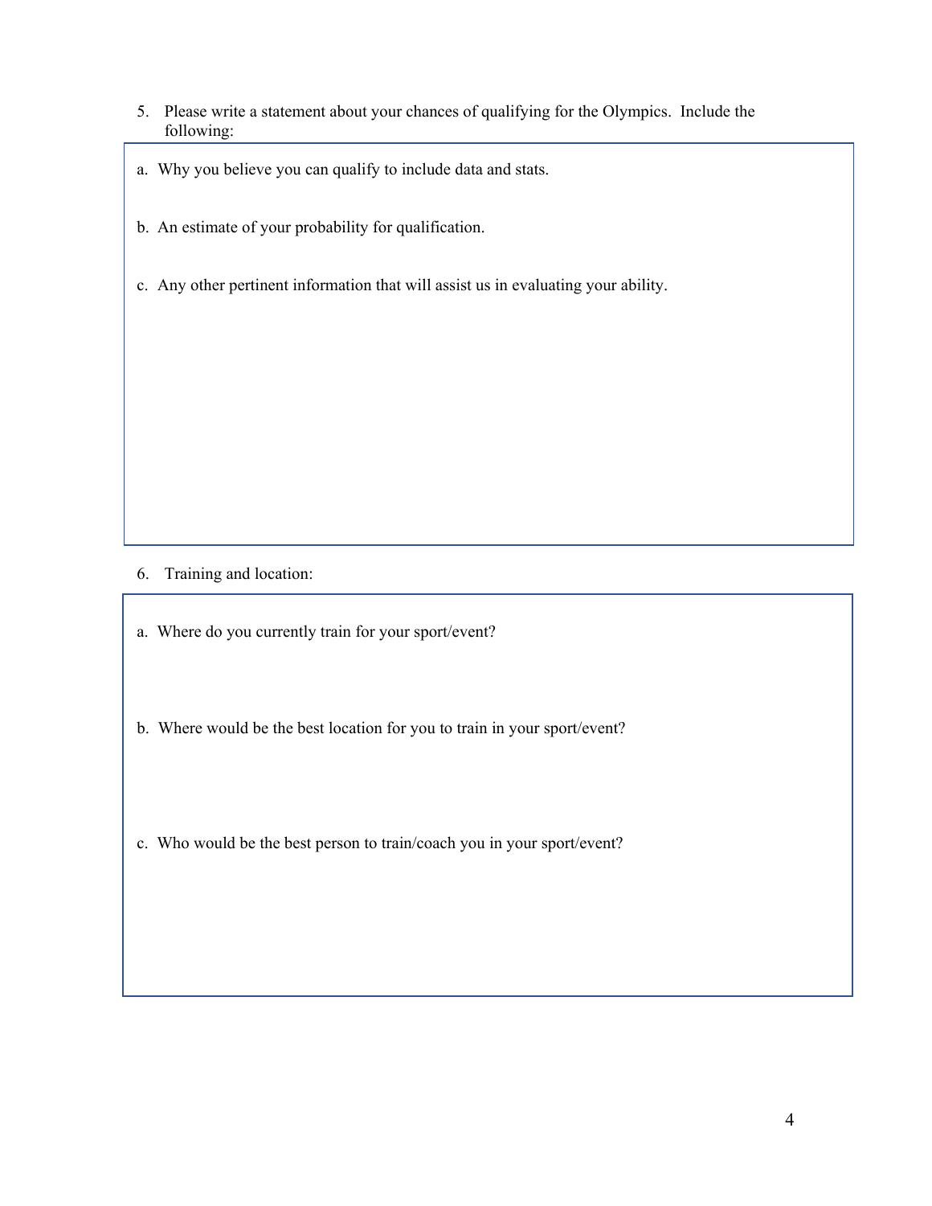5. Please write a statement about your chances of qualifying for the Olympics. Include the following:

a. Why you believe you can qualify to include data and stats.

b. An estimate of your probability for qualification.

c. Any other pertinent information that will assist us in evaluating your ability.

6. Training and location:

a. Where do you currently train for your sport/event?

b. Where would be the best location for you to train in your sport/event?

c. Who would be the best person to train/coach you in your sport/event?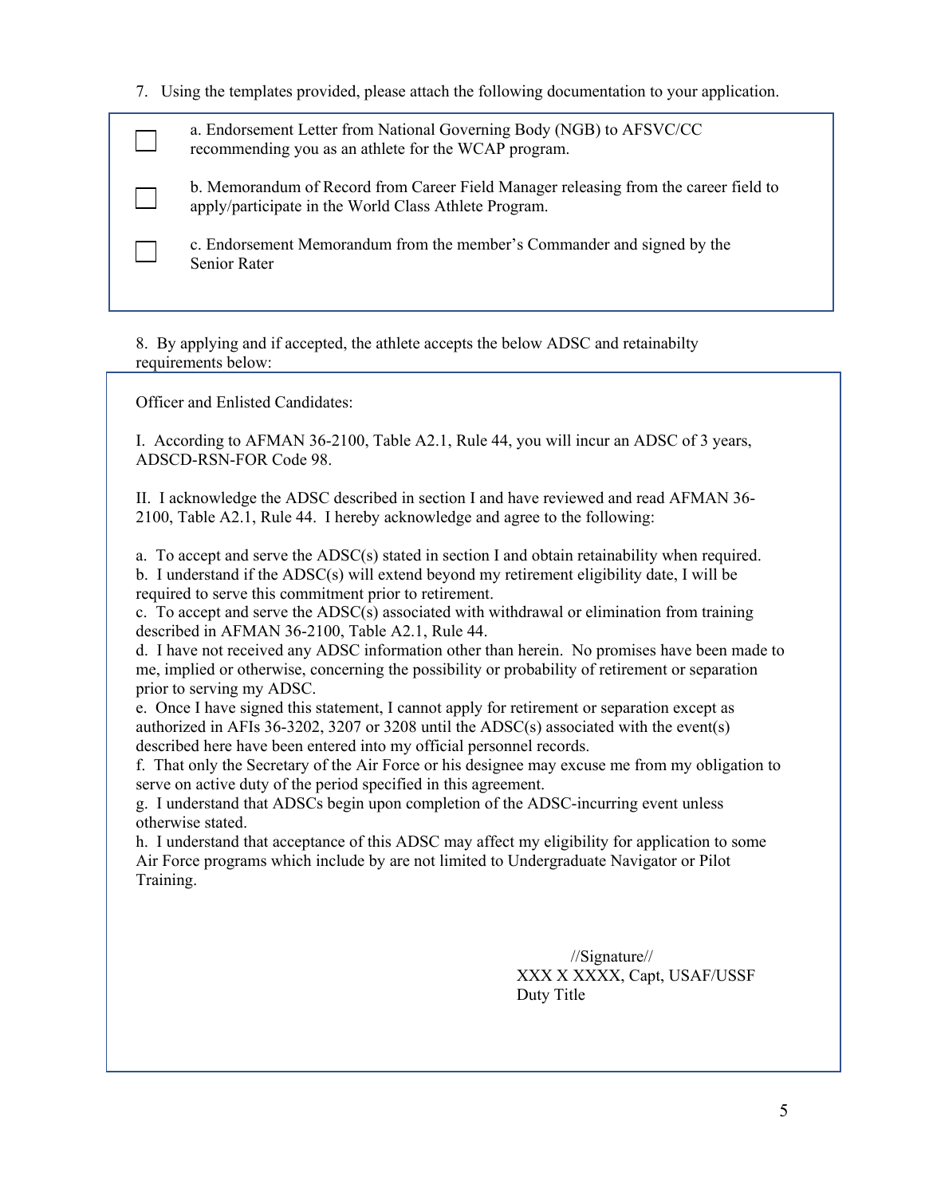7. Using the templates provided, please attach the following documentation to your application.

- [ ] a. Endorsement Letter from National Governing Body (NGB) to AFSVC/CC recommending you as an athlete for the WCAP program.
- [ ] b. Memorandum of Record from Career Field Manager releasing from the career field to apply/participate in the World Class Athlete Program.
- [ ] c. Endorsement Memorandum from the member's Commander and signed by the Senior Rater

8. By applying and if accepted, the athlete accepts the below ADSC and retainabilty requirements below:

Officer and Enlisted Candidates:

I. According to AFMAN 36-2100, Table A2.1, Rule 44, you will incur an ADSC of 3 years, ADSCD-RSN-FOR Code 98.

II. I acknowledge the ADSC described in section I and have reviewed and read AFMAN 36-2100, Table A2.1, Rule 44. I hereby acknowledge and agree to the following:

a. To accept and serve the ADSC(s) stated in section I and obtain retainability when required.
b. I understand if the ADSC(s) will extend beyond my retirement eligibility date, I will be required to serve this commitment prior to retirement.
c. To accept and serve the ADSC(s) associated with withdrawal or elimination from training described in AFMAN 36-2100, Table A2.1, Rule 44.
d. I have not received any ADSC information other than herein. No promises have been made to me, implied or otherwise, concerning the possibility or probability of retirement or separation prior to serving my ADSC.
e. Once I have signed this statement, I cannot apply for retirement or separation except as authorized in AFIs 36-3202, 3207 or 3208 until the ADSC(s) associated with the event(s) described here have been entered into my official personnel records.
f. That only the Secretary of the Air Force or his designee may excuse me from my obligation to serve on active duty of the period specified in this agreement.
g. I understand that ADSCs begin upon completion of the ADSC-incurring event unless otherwise stated.
h. I understand that acceptance of this ADSC may affect my eligibility for application to some Air Force programs which include by are not limited to Undergraduate Navigator or Pilot Training.

//Signature//
XXX X XXXX, Capt, USAF/USSF
Duty Title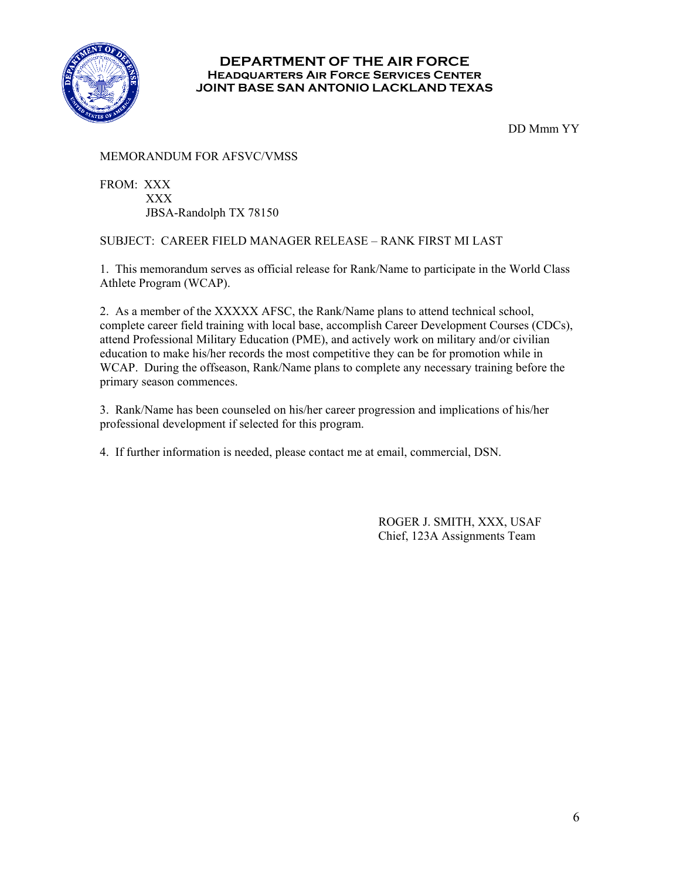**DEPARTMENT OF THE AIR FORCE**
**HEADQUARTERS AIR FORCE SERVICES CENTER**
**JOINT BASE SAN ANTONIO LACKLAND TEXAS**

DD Mmm YY

MEMORANDUM FOR AFSVC/VMSS

FROM: XXX
XXX
JBSA-Randolph TX 78150

SUBJECT: CAREER FIELD MANAGER RELEASE – RANK FIRST MI LAST

1. This memorandum serves as official release for Rank/Name to participate in the World Class Athlete Program (WCAP).

2. As a member of the XXXXX AFSC, the Rank/Name plans to attend technical school, complete career field training with local base, accomplish Career Development Courses (CDCs), attend Professional Military Education (PME), and actively work on military and/or civilian education to make his/her records the most competitive they can be for promotion while in WCAP. During the offseason, Rank/Name plans to complete any necessary training before the primary season commences.

3. Rank/Name has been counseled on his/her career progression and implications of his/her professional development if selected for this program.

4. If further information is needed, please contact me at email, commercial, DSN.

ROGER J. SMITH, XXX, USAF
Chief, 123A Assignments Team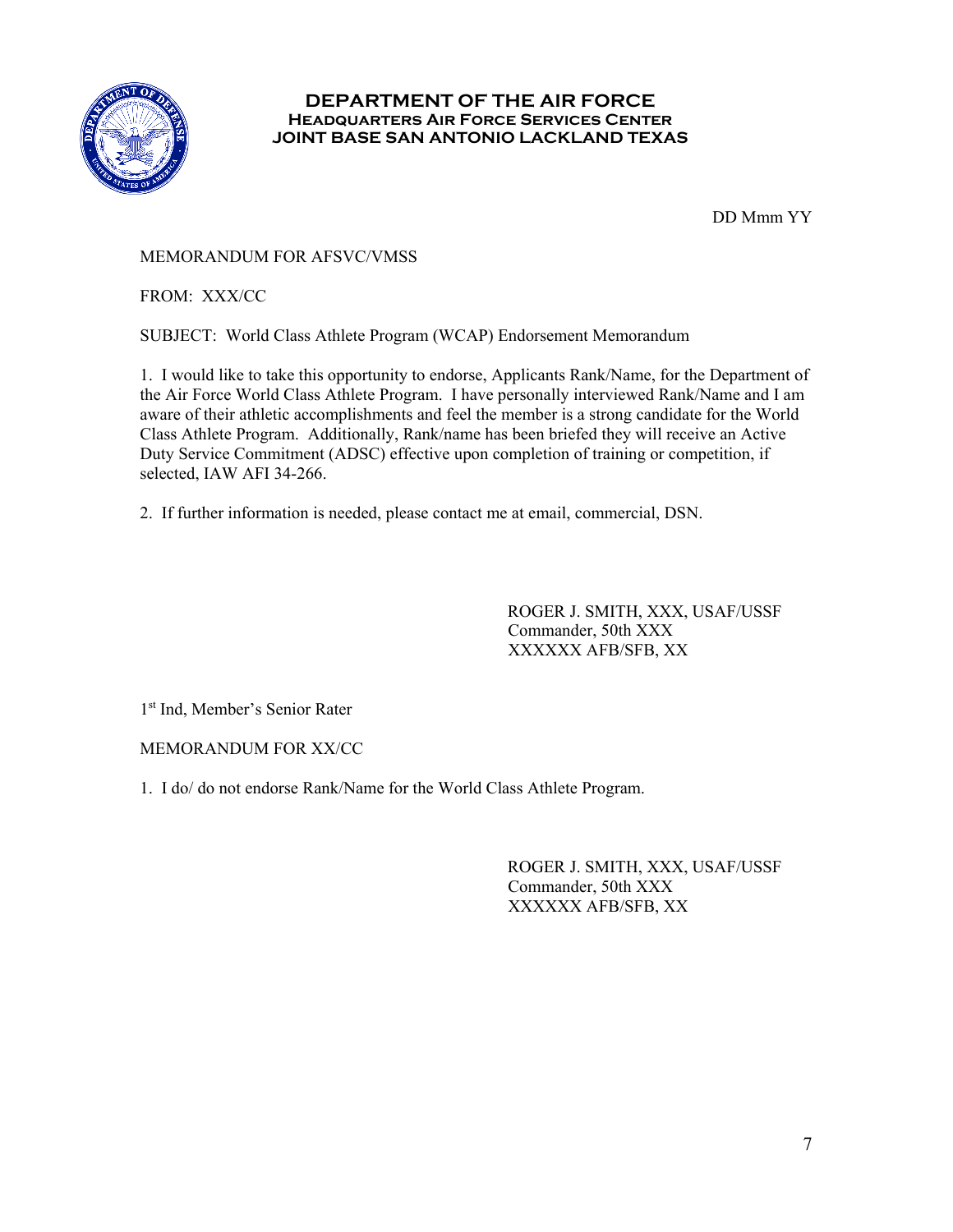# DEPARTMENT OF THE AIR FORCE
## HEADQUARTERS AIR FORCE SERVICES CENTER
## JOINT BASE SAN ANTONIO LACKLAND TEXAS

DD Mmm YY

MEMORANDUM FOR AFSVC/VMSS

FROM: XXX/CC

SUBJECT: World Class Athlete Program (WCAP) Endorsement Memorandum

1. I would like to take this opportunity to endorse, Applicants Rank/Name, for the Department of the Air Force World Class Athlete Program. I have personally interviewed Rank/Name and I am aware of their athletic accomplishments and feel the member is a strong candidate for the World Class Athlete Program. Additionally, Rank/name has been briefed they will receive an Active Duty Service Commitment (ADSC) effective upon completion of training or competition, if selected, IAW AFI 34-266.

2. If further information is needed, please contact me at email, commercial, DSN.

ROGER J. SMITH, XXX, USAF/USSF
Commander, 50th XXX
XXXXXX AFB/SFB, XX

1st Ind, Member's Senior Rater

MEMORANDUM FOR XX/CC

1. I do/ do not endorse Rank/Name for the World Class Athlete Program.

ROGER J. SMITH, XXX, USAF/USSF
Commander, 50th XXX
XXXXXX AFB/SFB, XX